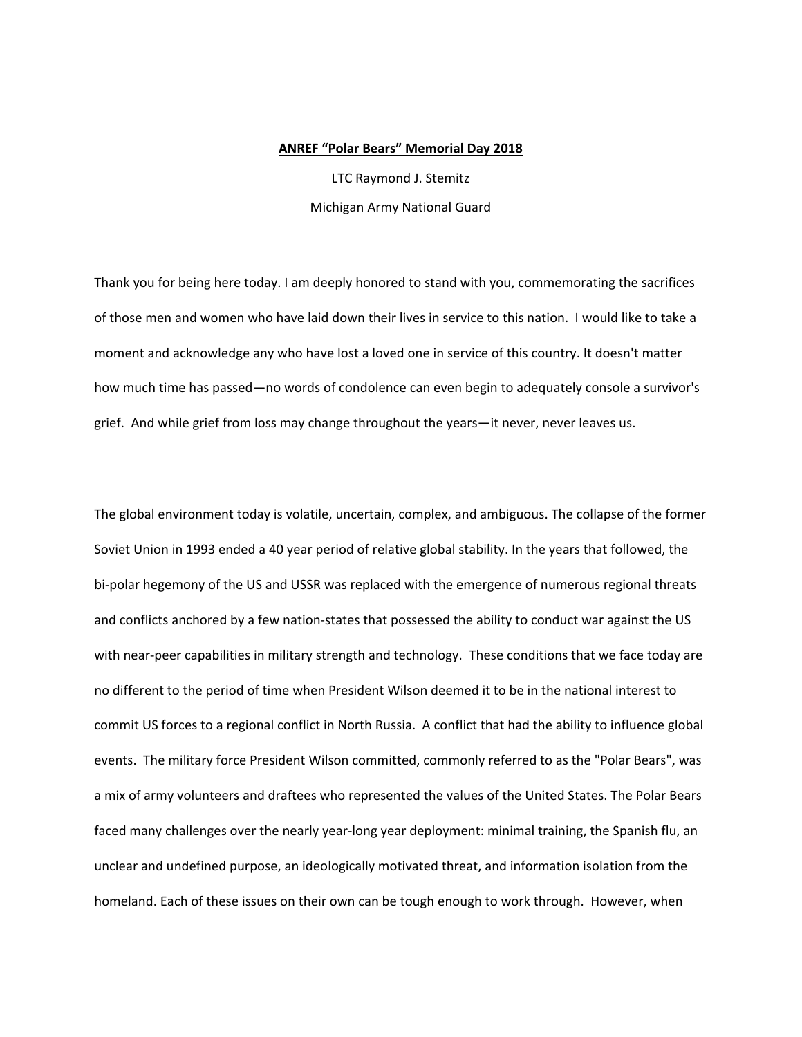**ANREF "Polar Bears" Memorial Day 2018**

LTC Raymond J. Stemitz

Michigan Army National Guard

Thank you for being here today. I am deeply honored to stand with you, commemorating the sacrifices of those men and women who have laid down their lives in service to this nation. I would like to take a moment and acknowledge any who have lost a loved one in service of this country. It doesn't matter how much time has passed—no words of condolence can even begin to adequately console a survivor's grief. And while grief from loss may change throughout the years—it never, never leaves us.

The global environment today is volatile, uncertain, complex, and ambiguous. The collapse of the former Soviet Union in 1993 ended a 40 year period of relative global stability. In the years that followed, the bi-polar hegemony of the US and USSR was replaced with the emergence of numerous regional threats and conflicts anchored by a few nation-states that possessed the ability to conduct war against the US with near-peer capabilities in military strength and technology. These conditions that we face today are no different to the period of time when President Wilson deemed it to be in the national interest to commit US forces to a regional conflict in North Russia. A conflict that had the ability to influence global events. The military force President Wilson committed, commonly referred to as the "Polar Bears", was a mix of army volunteers and draftees who represented the values of the United States. The Polar Bears faced many challenges over the nearly year-long year deployment: minimal training, the Spanish flu, an unclear and undefined purpose, an ideologically motivated threat, and information isolation from the homeland. Each of these issues on their own can be tough enough to work through. However, when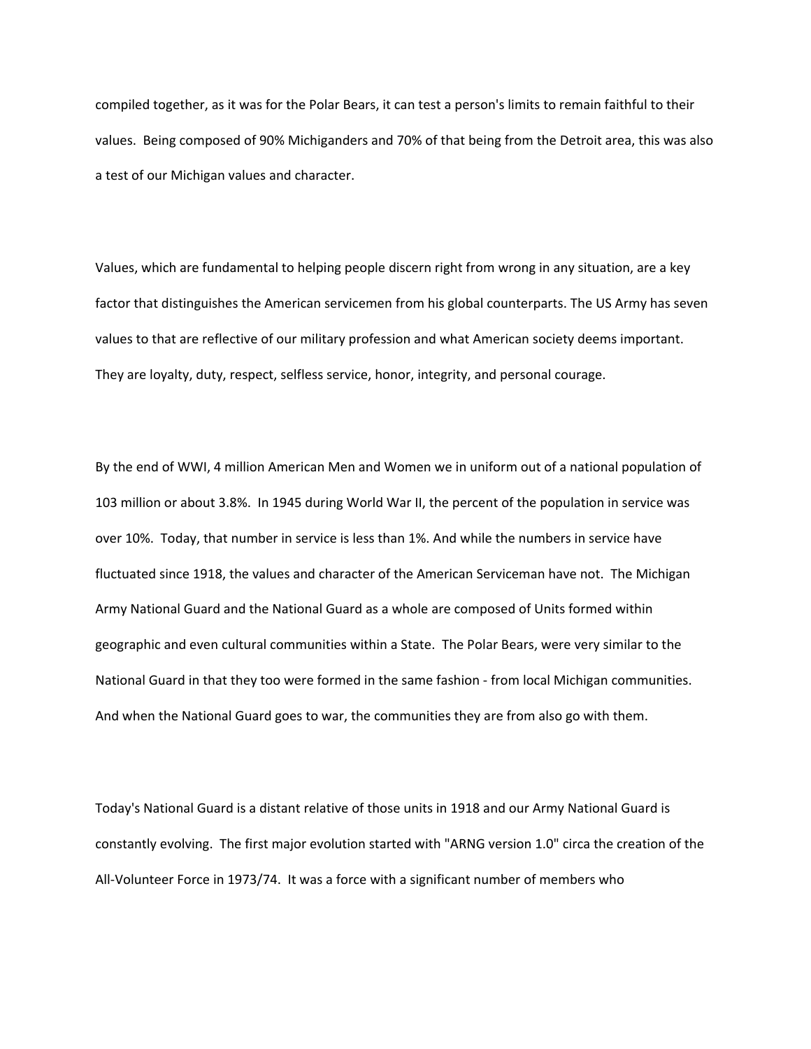compiled together, as it was for the Polar Bears, it can test a person's limits to remain faithful to their values. Being composed of 90% Michiganders and 70% of that being from the Detroit area, this was also a test of our Michigan values and character.

Values, which are fundamental to helping people discern right from wrong in any situation, are a key factor that distinguishes the American servicemen from his global counterparts. The US Army has seven values to that are reflective of our military profession and what American society deems important. They are loyalty, duty, respect, selfless service, honor, integrity, and personal courage.

By the end of WWI, 4 million American Men and Women we in uniform out of a national population of 103 million or about 3.8%. In 1945 during World War II, the percent of the population in service was over 10%. Today, that number in service is less than 1%. And while the numbers in service have fluctuated since 1918, the values and character of the American Serviceman have not. The Michigan Army National Guard and the National Guard as a whole are composed of Units formed within geographic and even cultural communities within a State. The Polar Bears, were very similar to the National Guard in that they too were formed in the same fashion - from local Michigan communities. And when the National Guard goes to war, the communities they are from also go with them.

Today's National Guard is a distant relative of those units in 1918 and our Army National Guard is constantly evolving. The first major evolution started with "ARNG version 1.0" circa the creation of the All-Volunteer Force in 1973/74. It was a force with a significant number of members who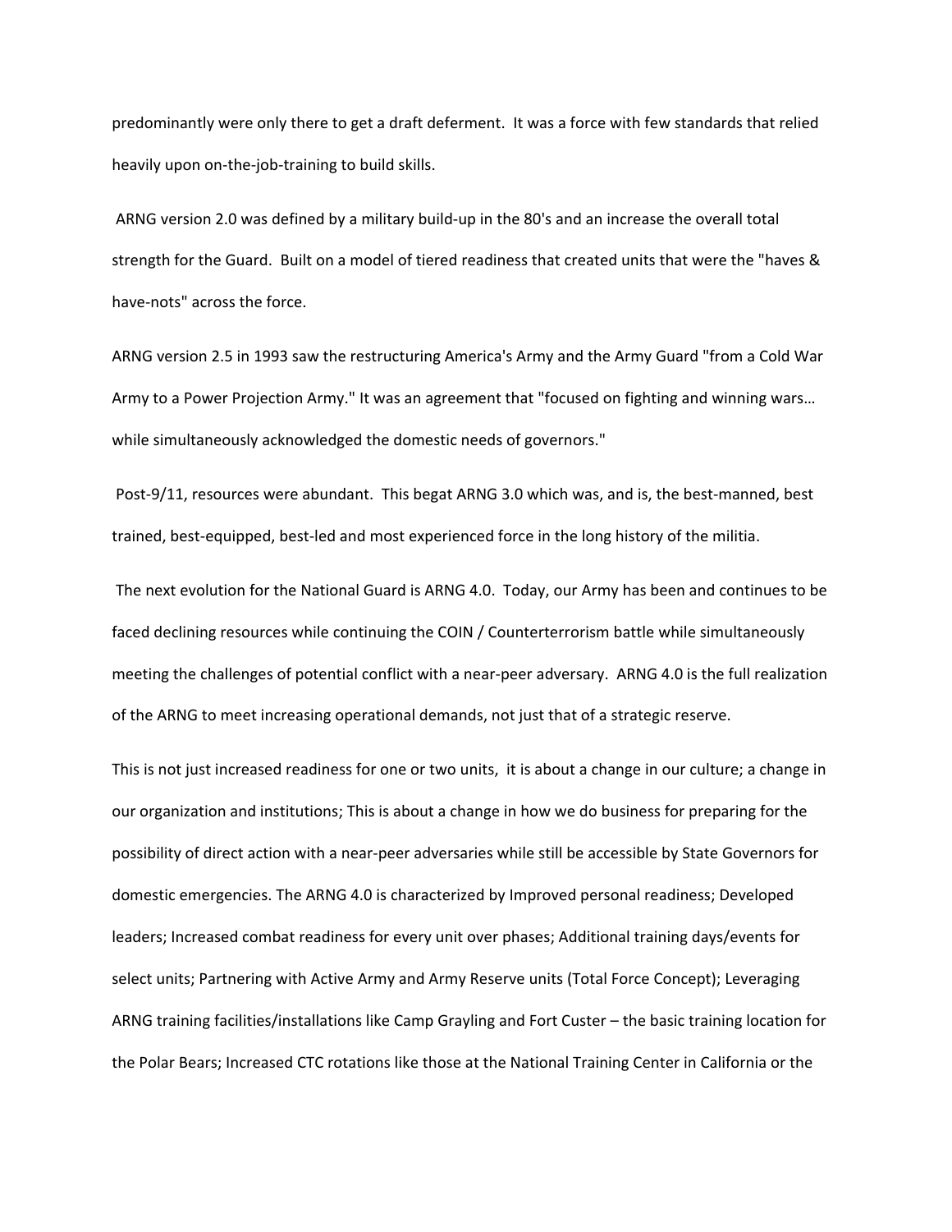predominantly were only there to get a draft deferment. It was a force with few standards that relied heavily upon on-the-job-training to build skills.

ARNG version 2.0 was defined by a military build-up in the 80's and an increase the overall total strength for the Guard. Built on a model of tiered readiness that created units that were the "haves & have-nots" across the force.

ARNG version 2.5 in 1993 saw the restructuring America's Army and the Army Guard "from a Cold War Army to a Power Projection Army." It was an agreement that "focused on fighting and winning wars… while simultaneously acknowledged the domestic needs of governors."

Post-9/11, resources were abundant. This begat ARNG 3.0 which was, and is, the best-manned, best trained, best-equipped, best-led and most experienced force in the long history of the militia.

The next evolution for the National Guard is ARNG 4.0. Today, our Army has been and continues to be faced declining resources while continuing the COIN / Counterterrorism battle while simultaneously meeting the challenges of potential conflict with a near-peer adversary. ARNG 4.0 is the full realization of the ARNG to meet increasing operational demands, not just that of a strategic reserve.

This is not just increased readiness for one or two units, it is about a change in our culture; a change in our organization and institutions; This is about a change in how we do business for preparing for the possibility of direct action with a near-peer adversaries while still be accessible by State Governors for domestic emergencies. The ARNG 4.0 is characterized by Improved personal readiness; Developed leaders; Increased combat readiness for every unit over phases; Additional training days/events for select units; Partnering with Active Army and Army Reserve units (Total Force Concept); Leveraging ARNG training facilities/installations like Camp Grayling and Fort Custer – the basic training location for the Polar Bears; Increased CTC rotations like those at the National Training Center in California or the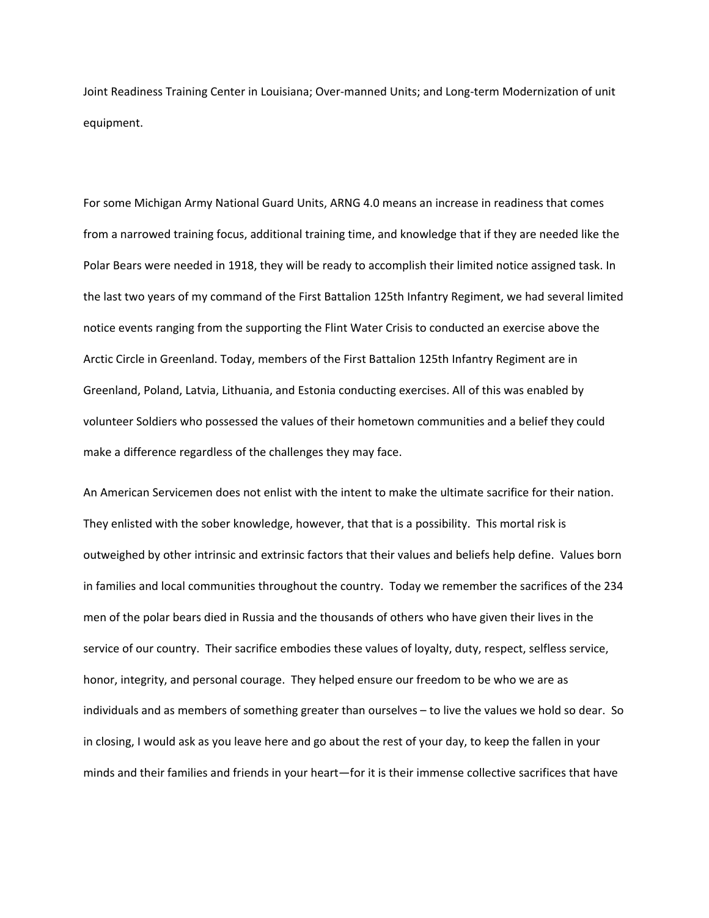Joint Readiness Training Center in Louisiana; Over-manned Units; and Long-term Modernization of unit equipment.

For some Michigan Army National Guard Units, ARNG 4.0 means an increase in readiness that comes from a narrowed training focus, additional training time, and knowledge that if they are needed like the Polar Bears were needed in 1918, they will be ready to accomplish their limited notice assigned task. In the last two years of my command of the First Battalion 125th Infantry Regiment, we had several limited notice events ranging from the supporting the Flint Water Crisis to conducted an exercise above the Arctic Circle in Greenland. Today, members of the First Battalion 125th Infantry Regiment are in Greenland, Poland, Latvia, Lithuania, and Estonia conducting exercises. All of this was enabled by volunteer Soldiers who possessed the values of their hometown communities and a belief they could make a difference regardless of the challenges they may face.

An American Servicemen does not enlist with the intent to make the ultimate sacrifice for their nation. They enlisted with the sober knowledge, however, that that is a possibility. This mortal risk is outweighed by other intrinsic and extrinsic factors that their values and beliefs help define. Values born in families and local communities throughout the country. Today we remember the sacrifices of the 234 men of the polar bears died in Russia and the thousands of others who have given their lives in the service of our country. Their sacrifice embodies these values of loyalty, duty, respect, selfless service, honor, integrity, and personal courage. They helped ensure our freedom to be who we are as individuals and as members of something greater than ourselves – to live the values we hold so dear. So in closing, I would ask as you leave here and go about the rest of your day, to keep the fallen in your minds and their families and friends in your heart—for it is their immense collective sacrifices that have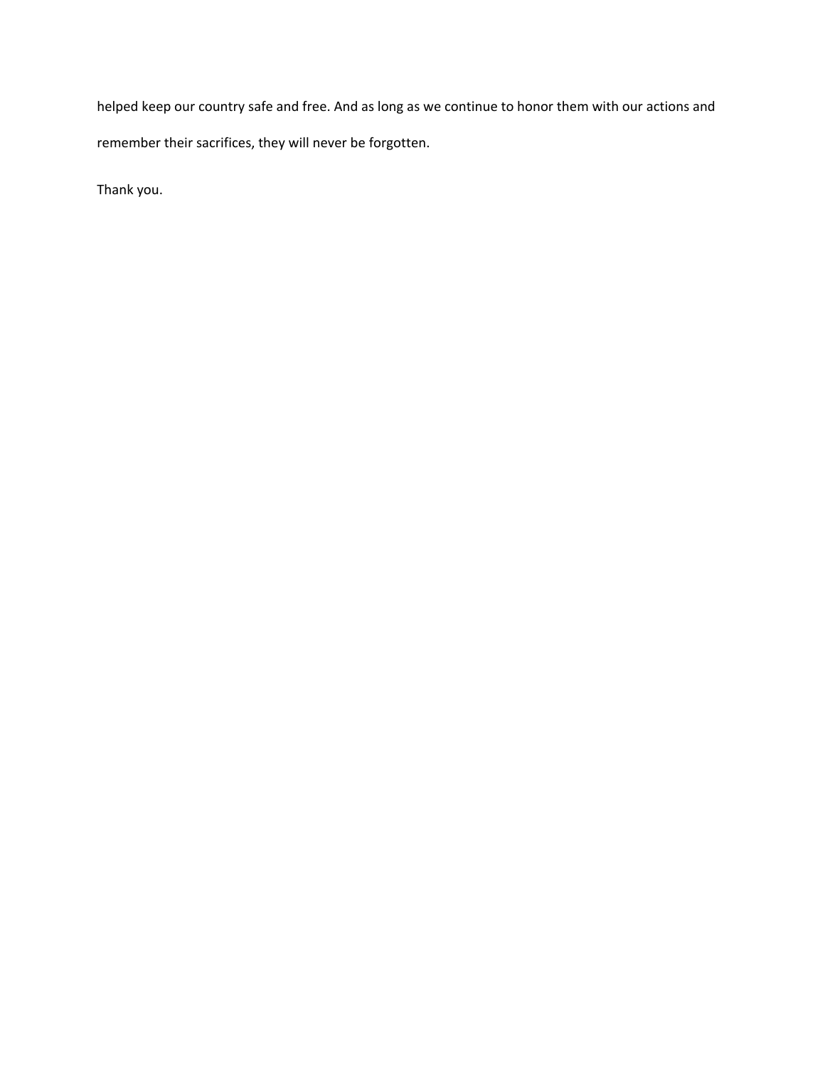helped keep our country safe and free. And as long as we continue to honor them with our actions and remember their sacrifices, they will never be forgotten.

Thank you.